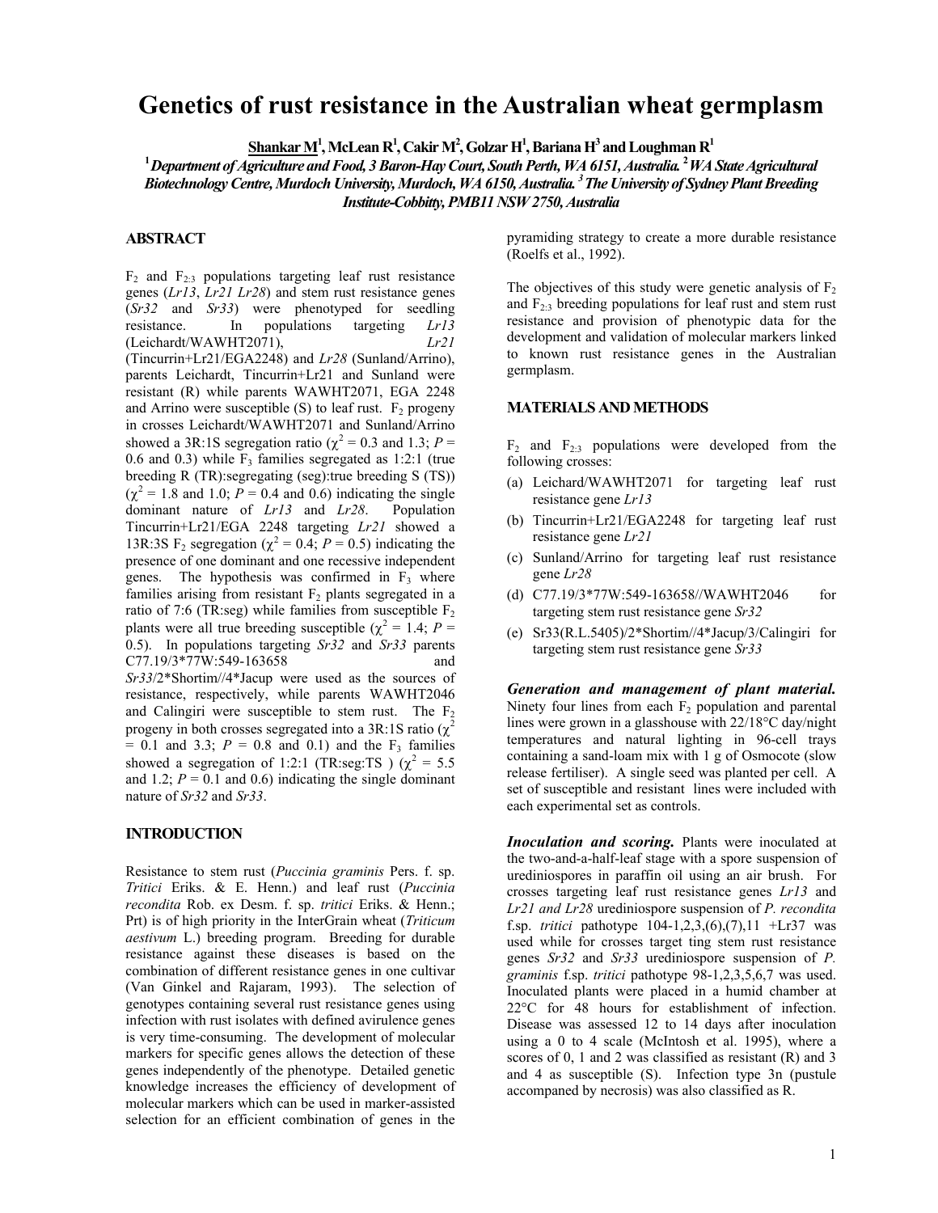# Genetics of rust resistance in the Australian wheat germplasm

**Shankar M[1], McLean R[1], Cakir M[2], Golzar H[1], Bariana H[3] and Loughman R[1]**

*[1] Department of Agriculture and Food, 3 Baron-Hay Court, South Perth, WA 6151, Australia. [2] WA State Agricultural Biotechnology Centre, Murdoch University, Murdoch, WA 6150, Australia. [3] The University of Sydney Plant Breeding Institute-Cobbitty, PMB11 NSW 2750, Australia*

## ABSTRACT

$F_2$ and $F_{2:3}$ populations targeting leaf rust resistance genes (*Lr13*, *Lr21 Lr28*) and stem rust resistance genes (*Sr32* and *Sr33*) were phenotyped for seedling resistance. In populations targeting *Lr13* (Leichardt/WAWHT2071), *Lr21* (Tincurrin+Lr21/EGA2248) and *Lr28* (Sunland/Arrino), parents Leichardt, Tincurrin+Lr21 and Sunland were resistant (R) while parents WAWHT2071, EGA 2248 and Arrino were susceptible (S) to leaf rust. $F_2$ progeny in crosses Leichardt/WAWHT2071 and Sunland/Arrino showed a 3R:1S segregation ratio ($\chi^2$ = 0.3 and 1.3; $P$ = 0.6 and 0.3) while $F_3$ families segregated as 1:2:1 (true breeding R (TR):segregating (seg):true breeding S (TS)) ($\chi^2$ = 1.8 and 1.0; $P$ = 0.4 and 0.6) indicating the single dominant nature of *Lr13* and *Lr28*. Population Tincurrin+Lr21/EGA 2248 targeting *Lr21* showed a 13R:3S $F_2$ segregation ($\chi^2$ = 0.4; $P$ = 0.5) indicating the presence of one dominant and one recessive independent genes. The hypothesis was confirmed in $F_3$ where families arising from resistant $F_2$ plants segregated in a ratio of 7:6 (TR:seg) while families from susceptible $F_2$ plants were all true breeding susceptible ($\chi^2$ = 1.4; $P$ = 0.5). In populations targeting *Sr32* and *Sr33* parents C77.19/3*77W:549-163658 and *Sr33*/2*Shortim//4*Jacup were used as the sources of resistance, respectively, while parents WAWHT2046 and Calingiri were susceptible to stem rust. The $F_2$ progeny in both crosses segregated into a 3R:1S ratio ($\chi^2$ = 0.1 and 3.3; $P$ = 0.8 and 0.1) and the $F_3$ families showed a segregation of 1:2:1 (TR:seg:TS ) ($\chi^2$ = 5.5 and 1.2; $P$ = 0.1 and 0.6) indicating the single dominant nature of *Sr32* and *Sr33*.

## INTRODUCTION

Resistance to stem rust (*Puccinia graminis* Pers. f. sp. *Tritici* Eriks. & E. Henn.) and leaf rust (*Puccinia recondita* Rob. ex Desm. f. sp. *tritici* Eriks. & Henn.; Prt) is of high priority in the InterGrain wheat (*Triticum aestivum* L.) breeding program. Breeding for durable resistance against these diseases is based on the combination of different resistance genes in one cultivar (Van Ginkel and Rajaram, 1993). The selection of genotypes containing several rust resistance genes using infection with rust isolates with defined avirulence genes is very time-consuming. The development of molecular markers for specific genes allows the detection of these genes independently of the phenotype. Detailed genetic knowledge increases the efficiency of development of molecular markers which can be used in marker-assisted selection for an efficient combination of genes in the pyramiding strategy to create a more durable resistance (Roelfs et al., 1992).

The objectives of this study were genetic analysis of $F_2$ and $F_{2:3}$ breeding populations for leaf rust and stem rust resistance and provision of phenotypic data for the development and validation of molecular markers linked to known rust resistance genes in the Australian germplasm.

## MATERIALS AND METHODS

$F_2$ and $F_{2:3}$ populations were developed from the following crosses:

(a) Leichard/WAWHT2071 for targeting leaf rust resistance gene *Lr13*
(b) Tincurrin+Lr21/EGA2248 for targeting leaf rust resistance gene *Lr21*
(c) Sunland/Arrino for targeting leaf rust resistance gene *Lr28*
(d) C77.19/3*77W:549-163658//WAWHT2046 for targeting stem rust resistance gene *Sr32*
(e) Sr33(R.L.5405)/2*Shortim//4*Jacup/3/Calingiri for targeting stem rust resistance gene *Sr33*

***Generation and management of plant material.*** Ninety four lines from each $F_2$ population and parental lines were grown in a glasshouse with 22/18°C day/night temperatures and natural lighting in 96-cell trays containing a sand-loam mix with 1 g of Osmocote (slow release fertiliser). A single seed was planted per cell. A set of susceptible and resistant lines were included with each experimental set as controls.

***Inoculation and scoring.*** Plants were inoculated at the two-and-a-half-leaf stage with a spore suspension of urediniospores in paraffin oil using an air brush. For crosses targeting leaf rust resistance genes *Lr13* and *Lr21 and Lr28* urediniospore suspension of *P. recondita* f.sp. *tritici* pathotype 104-1,2,3,(6),(7),11 +Lr37 was used while for crosses target ting stem rust resistance genes *Sr32* and *Sr33* urediniospore suspension of *P. graminis* f.sp. *tritici* pathotype 98-1,2,3,5,6,7 was used. Inoculated plants were placed in a humid chamber at 22°C for 48 hours for establishment of infection. Disease was assessed 12 to 14 days after inoculation using a 0 to 4 scale (McIntosh et al. 1995), where a scores of 0, 1 and 2 was classified as resistant (R) and 3 and 4 as susceptible (S). Infection type 3n (pustule accompanied by necrosis) was also classified as R.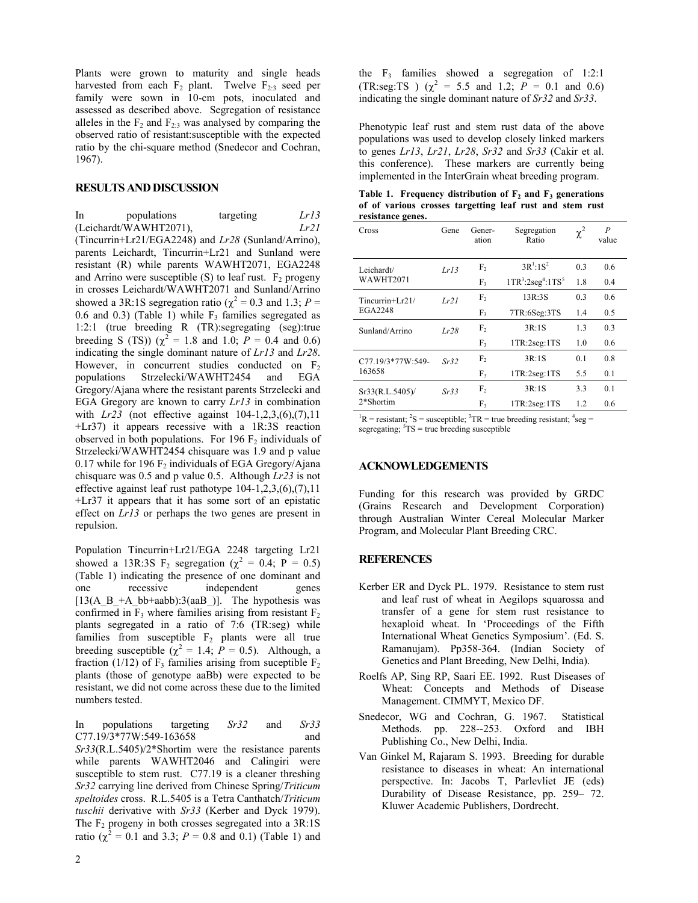Plants were grown to maturity and single heads harvested from each $F_2$ plant. Twelve $F_{2:3}$ seed per family were sown in 10-cm pots, inoculated and assessed as described above. Segregation of resistance alleles in the $F_2$ and $F_{2:3}$ was analysed by comparing the observed ratio of resistant:susceptible with the expected ratio by the chi-square method (Snedecor and Cochran, 1967).

## RESULTS AND DISCUSSION

In populations targeting *Lr13* (Leichardt/WAWHT2071), *Lr21* (Tincurrin+Lr21/EGA2248) and *Lr28* (Sunland/Arrino), parents Leichardt, Tincurrin+Lr21 and Sunland were resistant (R) while parents WAWHT2071, EGA2248 and Arrino were susceptible (S) to leaf rust. $F_2$ progeny in crosses Leichardt/WAWHT2071 and Sunland/Arrino showed a 3R:1S segregation ratio ($\chi^2$ = 0.3 and 1.3; $P$ = 0.6 and 0.3) (Table 1) while $F_3$ families segregated as 1:2:1 (true breeding R (TR):segregating (seg):true breeding S (TS)) ($\chi^2$ = 1.8 and 1.0; $P$ = 0.4 and 0.6) indicating the single dominant nature of *Lr13* and *Lr28*. However, in concurrent studies conducted on $F_2$ populations Strzelecki/WAWHT2454 and EGA Gregory/Ajana where the resistant parents Strzelecki and EGA Gregory are known to carry *Lr13* in combination with *Lr23* (not effective against 104-1,2,3,(6),(7),11 +Lr37) it appears recessive with a 1R:3S reaction observed in both populations. For 196 $F_2$ individuals of Strzelecki/WAWHT2454 chisquare was 1.9 and p value 0.17 while for 196 $F_2$ individuals of EGA Gregory/Ajana chisquare was 0.5 and p value 0.5. Although *Lr23* is not effective against leaf rust pathotype 104-1,2,3,(6),(7),11 +Lr37 it appears that it has some sort of an epistatic effect on *Lr13* or perhaps the two genes are present in repulsion.

Population Tincurrin+Lr21/EGA 2248 targeting Lr21 showed a 13R:3S $F_2$ segregation ($\chi^2$ = 0.4; P = 0.5) (Table 1) indicating the presence of one dominant and one recessive independent genes [13(A_B_+A_bb+aabb):3(aaB_)]. The hypothesis was confirmed in $F_3$ where families arising from resistant $F_2$ plants segregated in a ratio of 7:6 (TR:seg) while families from susceptible $F_2$ plants were all true breeding susceptible ($\chi^2$ = 1.4; $P$ = 0.5). Although, a fraction (1/12) of $F_3$ families arising from suceptible $F_2$ plants (those of genotype aaBb) were expected to be resistant, we did not come across these due to the limited numbers tested.

In populations targeting *Sr32* and *Sr33* C77.19/3*77W:549-163658 and *Sr33*(R.L.5405)/2*Shortim were the resistance parents while parents WAWHT2046 and Calingiri were susceptible to stem rust. C77.19 is a cleaner threshing *Sr32* carrying line derived from Chinese Spring/*Triticum speltoides* cross. R.L.5405 is a Tetra Canthatch/*Triticum tuschii* derivative with *Sr33* (Kerber and Dyck 1979). The $F_2$ progeny in both crosses segregated into a 3R:1S ratio ($\chi^2$ = 0.1 and 3.3; $P$ = 0.8 and 0.1) (Table 1) and the $F_3$ families showed a segregation of 1:2:1 (TR:seg:TS ) ($\chi^2$ = 5.5 and 1.2; $P$ = 0.1 and 0.6) indicating the single dominant nature of *Sr32* and *Sr33*.

Phenotypic leaf rust and stem rust data of the above populations was used to develop closely linked markers to genes *Lr13*, *Lr21*, *Lr28*, *Sr32* and *Sr33* (Cakir et al. this conference). These markers are currently being implemented in the InterGrain wheat breeding program.

**Table 1. Frequency distribution of $F_2$ and $F_3$ generations of various crosses targetting leaf rust and stem rust resistance genes.**

| Cross | Gene | Generation | Segregation Ratio | $\chi^2$ | $P$ value |
|---|---|---|---|---|---|
| Leichardt/ WAWHT2071 | *Lr13* | $F_2$ | 3R[1]:1S[2] | 0.3 | 0.6 |
| | | $F_3$ | 1TR[3]:2seg[4]:1TS[5] | 1.8 | 0.4 |
| Tincurrin+Lr21/ EGA2248 | *Lr21* | $F_2$ | 13R:3S | 0.3 | 0.6 |
| | | $F_3$ | 7TR:6Seg:3TS | 1.4 | 0.5 |
| Sunland/Arrino | *Lr28* | $F_2$ | 3R:1S | 1.3 | 0.3 |
| | | $F_3$ | 1TR:2seg:1TS | 1.0 | 0.6 |
| C77.19/3*77W:549-163658 | *Sr32* | $F_2$ | 3R:1S | 0.1 | 0.8 |
| | | $F_3$ | 1TR:2seg:1TS | 5.5 | 0.1 |
| Sr33(R.L.5405)/ 2*Shortim | *Sr33* | $F_2$ | 3R:1S | 3.3 | 0.1 |
| | | $F_3$ | 1TR:2seg:1TS | 1.2 | 0.6 |

[1]R = resistant; [2]S = susceptible; [3]TR = true breeding resistant; [4]seg = segregating; [5]TS = true breeding susceptible

## ACKNOWLEDGEMENTS

Funding for this research was provided by GRDC (Grains Research and Development Corporation) through Australian Winter Cereal Molecular Marker Program, and Molecular Plant Breeding CRC.

## REFERENCES

- Kerber ER and Dyck PL. 1979. Resistance to stem rust and leaf rust of wheat in Aegilops squarossa and transfer of a gene for stem rust resistance to hexaploid wheat. In 'Proceedings of the Fifth International Wheat Genetics Symposium'. (Ed. S. Ramanujam). Pp358-364. (Indian Society of Genetics and Plant Breeding, New Delhi, India).
- Roelfs AP, Sing RP, Saari EE. 1992. Rust Diseases of Wheat: Concepts and Methods of Disease Management. CIMMYT, Mexico DF.
- Snedecor, WG and Cochran, G. 1967. Statistical Methods. pp. 228--253. Oxford and IBH Publishing Co., New Delhi, India.
- Van Ginkel M, Rajaram S. 1993. Breeding for durable resistance to diseases in wheat: An international perspective. In: Jacobs T, Parlevliet JE (eds) Durability of Disease Resistance, pp. 259– 72. Kluwer Academic Publishers, Dordrecht.